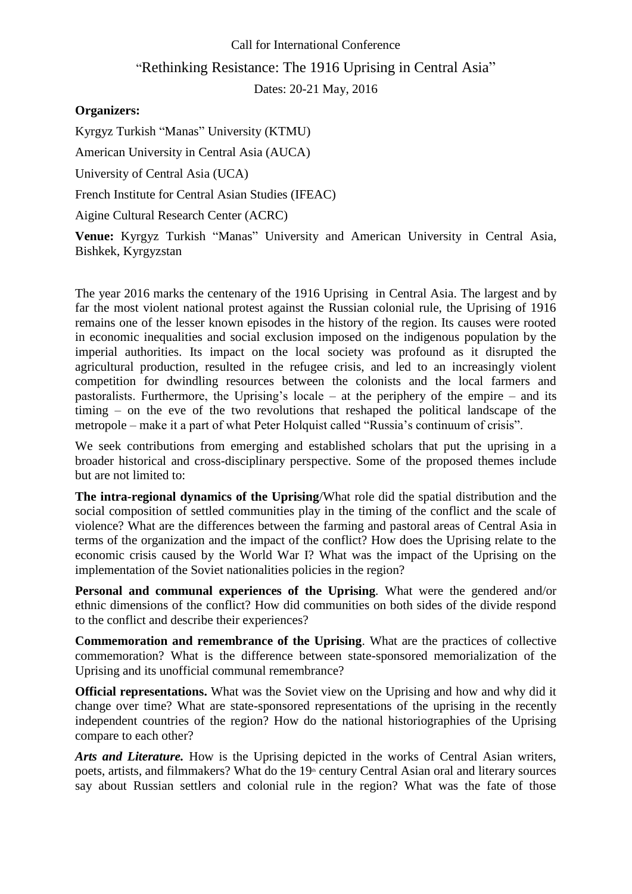Call for International Conference

# "Rethinking Resistance: The 1916 Uprising in Central Asia"

Dates: 20-21 May, 2016

**Organizers:**

Kyrgyz Turkish "Manas" University (KTMU)

American University in Central Asia (AUCA)

University of Central Asia (UCA)

French Institute for Central Asian Studies (IFEAC)

Aigine Cultural Research Center (ACRC)

**Venue:** Kyrgyz Turkish "Manas" University and American University in Central Asia, Bishkek, Kyrgyzstan

The year 2016 marks the centenary of the 1916 Uprising in Central Asia. The largest and by far the most violent national protest against the Russian colonial rule, the Uprising of 1916 remains one of the lesser known episodes in the history of the region. Its causes were rooted in economic inequalities and social exclusion imposed on the indigenous population by the imperial authorities. Its impact on the local society was profound as it disrupted the agricultural production, resulted in the refugee crisis, and led to an increasingly violent competition for dwindling resources between the colonists and the local farmers and pastoralists. Furthermore, the Uprising's locale – at the periphery of the empire – and its timing – on the eve of the two revolutions that reshaped the political landscape of the metropole – make it a part of what Peter Holquist called "Russia's continuum of crisis".

We seek contributions from emerging and established scholars that put the uprising in a broader historical and cross-disciplinary perspective. Some of the proposed themes include but are not limited to:

**The intra-regional dynamics of the Uprising**/What role did the spatial distribution and the social composition of settled communities play in the timing of the conflict and the scale of violence? What are the differences between the farming and pastoral areas of Central Asia in terms of the organization and the impact of the conflict? How does the Uprising relate to the economic crisis caused by the World War I? What was the impact of the Uprising on the implementation of the Soviet nationalities policies in the region?

**Personal and communal experiences of the Uprising**. What were the gendered and/or ethnic dimensions of the conflict? How did communities on both sides of the divide respond to the conflict and describe their experiences?

**Commemoration and remembrance of the Uprising**. What are the practices of collective commemoration? What is the difference between state-sponsored memorialization of the Uprising and its unofficial communal remembrance?

**Official representations.** What was the Soviet view on the Uprising and how and why did it change over time? What are state-sponsored representations of the uprising in the recently independent countries of the region? How do the national historiographies of the Uprising compare to each other?

***Arts and Literature.*** How is the Uprising depicted in the works of Central Asian writers, poets, artists, and filmmakers? What do the 19th century Central Asian oral and literary sources say about Russian settlers and colonial rule in the region? What was the fate of those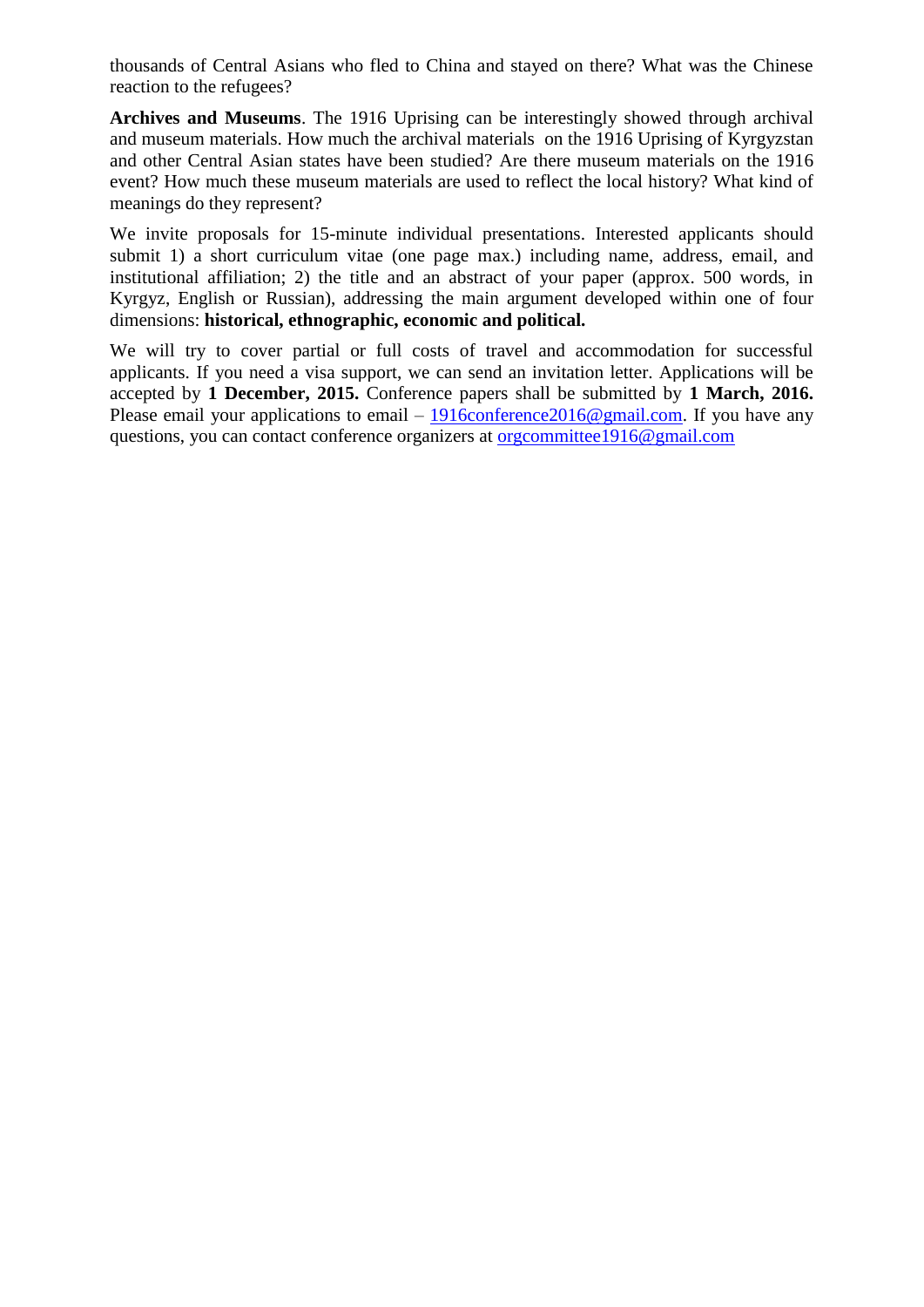thousands of Central Asians who fled to China and stayed on there? What was the Chinese reaction to the refugees?

**Archives and Museums**. The 1916 Uprising can be interestingly showed through archival and museum materials. How much the archival materials on the 1916 Uprising of Kyrgyzstan and other Central Asian states have been studied? Are there museum materials on the 1916 event? How much these museum materials are used to reflect the local history? What kind of meanings do they represent?

We invite proposals for 15-minute individual presentations. Interested applicants should submit 1) a short curriculum vitae (one page max.) including name, address, email, and institutional affiliation; 2) the title and an abstract of your paper (approx. 500 words, in Kyrgyz, English or Russian), addressing the main argument developed within one of four dimensions: **historical, ethnographic, economic and political.**

We will try to cover partial or full costs of travel and accommodation for successful applicants. If you need a visa support, we can send an invitation letter. Applications will be accepted by **1 December, 2015.** Conference papers shall be submitted by **1 March, 2016.** Please email your applications to email – 1916conference2016@gmail.com. If you have any questions, you can contact conference organizers at orgcommittee1916@gmail.com